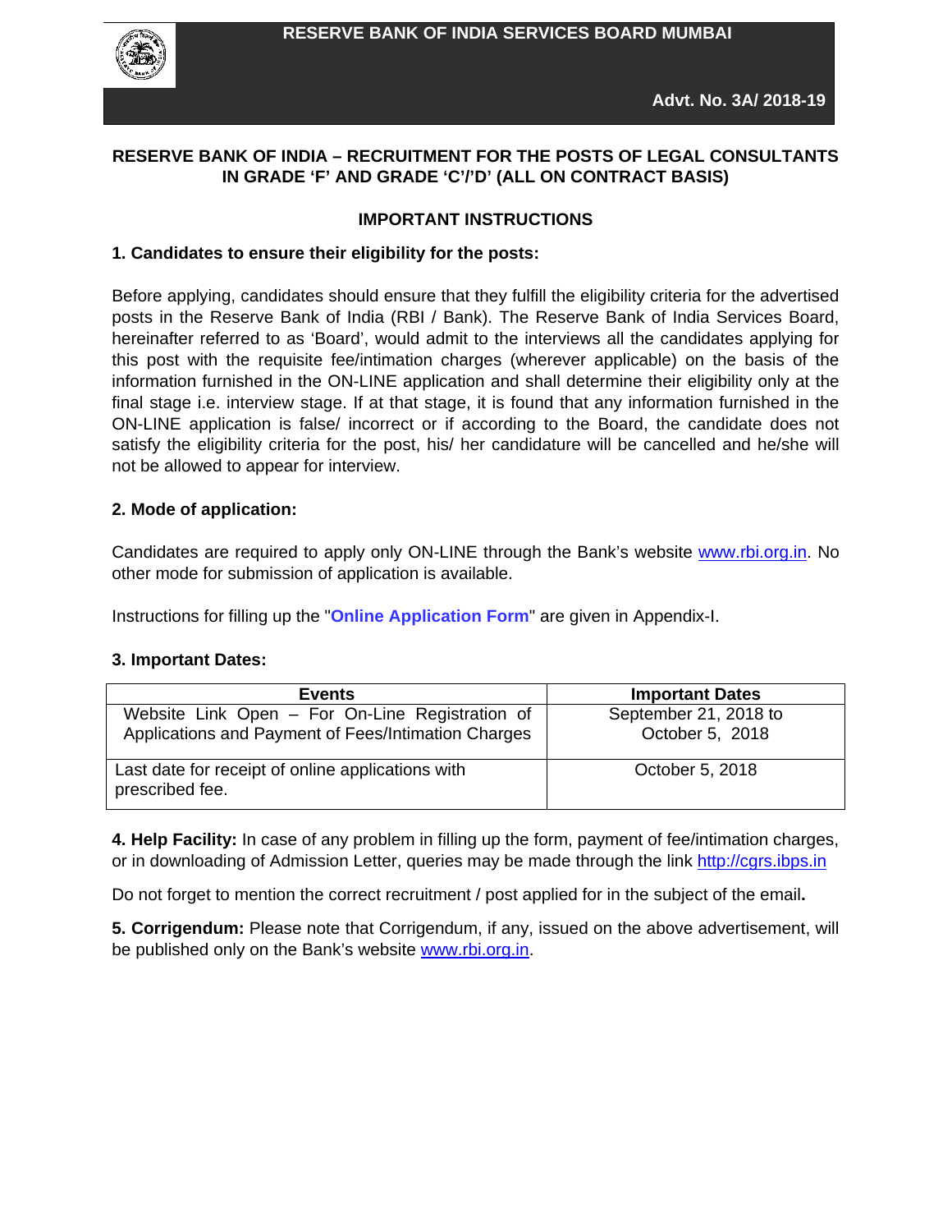**RESERVE BANK OF INDIA SERVICES BOARD MUMBAI**

**Advt. No. 3A/ 2018-19**

# RESERVE BANK OF INDIA – RECRUITMENT FOR THE POSTS OF LEGAL CONSULTANTS IN GRADE 'F' AND GRADE 'C'/'D' (ALL ON CONTRACT BASIS)

## IMPORTANT INSTRUCTIONS

### 1. Candidates to ensure their eligibility for the posts:

Before applying, candidates should ensure that they fulfill the eligibility criteria for the advertised posts in the Reserve Bank of India (RBI / Bank). The Reserve Bank of India Services Board, hereinafter referred to as 'Board', would admit to the interviews all the candidates applying for this post with the requisite fee/intimation charges (wherever applicable) on the basis of the information furnished in the ON-LINE application and shall determine their eligibility only at the final stage i.e. interview stage. If at that stage, it is found that any information furnished in the ON-LINE application is false/ incorrect or if according to the Board, the candidate does not satisfy the eligibility criteria for the post, his/ her candidature will be cancelled and he/she will not be allowed to appear for interview.

### 2. Mode of application:

Candidates are required to apply only ON-LINE through the Bank's website www.rbi.org.in. No other mode for submission of application is available.

Instructions for filling up the "**Online Application Form**" are given in Appendix-I.

### 3. Important Dates:

| Events | Important Dates |
|---|---|
| Website Link Open – For On-Line Registration of Applications and Payment of Fees/Intimation Charges | September 21, 2018 to October 5, 2018 |
| Last date for receipt of online applications with prescribed fee. | October 5, 2018 |

**4. Help Facility:** In case of any problem in filling up the form, payment of fee/intimation charges, or in downloading of Admission Letter, queries may be made through the link http://cgrs.ibps.in

Do not forget to mention the correct recruitment / post applied for in the subject of the email**.**

**5. Corrigendum:** Please note that Corrigendum, if any, issued on the above advertisement, will be published only on the Bank's website www.rbi.org.in.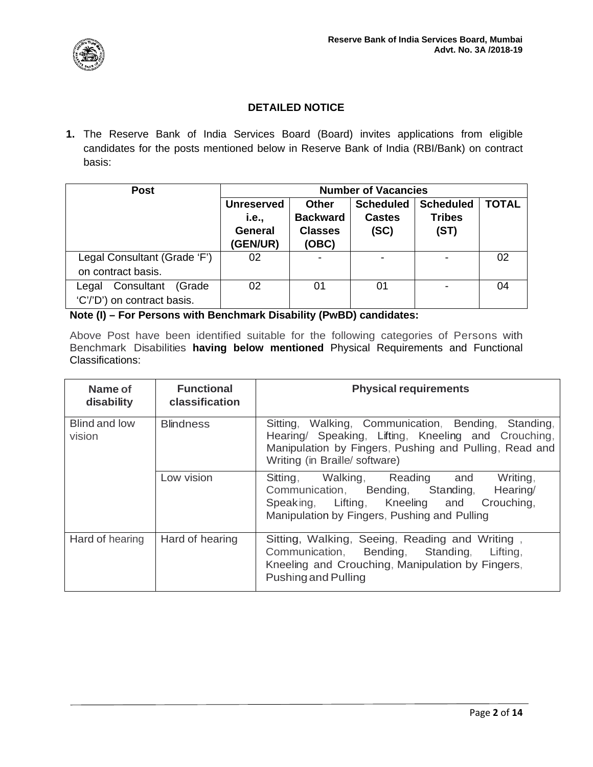## DETAILED NOTICE

**1.** The Reserve Bank of India Services Board (Board) invites applications from eligible candidates for the posts mentioned below in Reserve Bank of India (RBI/Bank) on contract basis:

| Post | Number of Vacancies | | | | |
|---|---|---|---|---|---|
| | **Unreserved i.e., General (GEN/UR)** | **Other Backward Classes (OBC)** | **Scheduled Castes (SC)** | **Scheduled Tribes (ST)** | **TOTAL** |
| Legal Consultant (Grade 'F') on contract basis. | 02 | - | - | - | 02 |
| Legal Consultant (Grade 'C'/'D') on contract basis. | 02 | 01 | 01 | - | 04 |

**Note (I) – For Persons with Benchmark Disability (PwBD) candidates:**

Above Post have been identified suitable for the following categories of Persons with Benchmark Disabilities **having below mentioned** Physical Requirements and Functional Classifications:

| Name of disability | Functional classification | Physical requirements |
|---|---|---|
| Blind and low vision | Blindness | Sitting, Walking, Communication, Bending, Standing, Hearing/ Speaking, Lifting, Kneeling and Crouching, Manipulation by Fingers, Pushing and Pulling, Read and Writing (in Braille/ software) |
| | Low vision | Sitting, Walking, Reading and Writing, Communication, Bending, Standing, Hearing/ Speaking, Lifting, Kneeling and Crouching, Manipulation by Fingers, Pushing and Pulling |
| Hard of hearing | Hard of hearing | Sitting, Walking, Seeing, Reading and Writing , Communication, Bending, Standing, Lifting, Kneeling and Crouching, Manipulation by Fingers, Pushing and Pulling |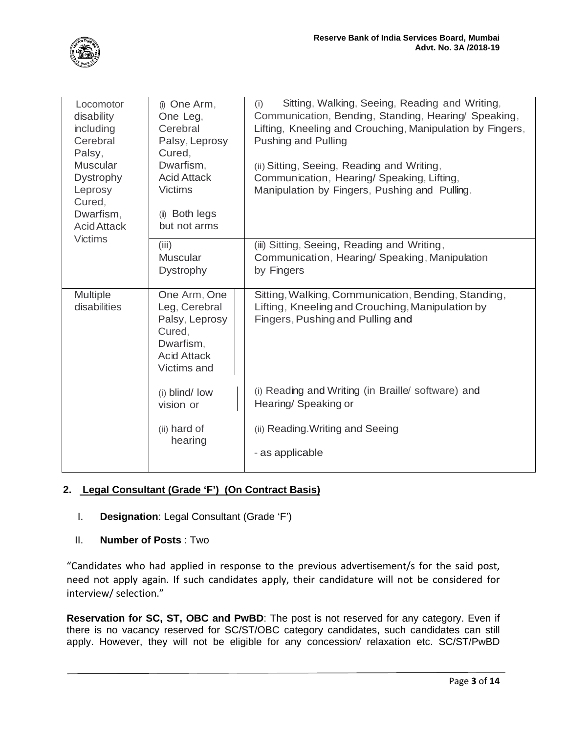| Locomotor disability including Cerebral Palsy, Muscular Dystrophy Leprosy Cured, Dwarfism, Acid Attack Victims | (i) One Arm, One Leg, Cerebral Palsy, Leprosy Cured, Dwarfism, Acid Attack Victims<br><br>(ii) Both legs but not arms | (i) Sitting, Walking, Seeing, Reading and Writing, Communication, Bending, Standing, Hearing/ Speaking, Lifting, Kneeling and Crouching, Manipulation by Fingers, Pushing and Pulling<br><br>(ii) Sitting, Seeing, Reading and Writing, Communication, Hearing/ Speaking, Lifting, Manipulation by Fingers, Pushing and Pulling. |
|---|---|---|
| | (iii) Muscular Dystrophy | (iii) Sitting, Seeing, Reading and Writing, Communication, Hearing/ Speaking, Manipulation by Fingers |
| Multiple disabilities | One Arm, One Leg, Cerebral Palsy, Leprosy Cured, Dwarfism, Acid Attack Victims and<br><br>(i) blind/ low vision or<br><br>(ii) hard of hearing | Sitting, Walking, Communication, Bending, Standing, Lifting, Kneeling and Crouching, Manipulation by Fingers, Pushing and Pulling and<br><br>(i) Reading and Writing (in Braille/ software) and Hearing/ Speaking or<br><br>(ii) Reading.Writing and Seeing<br><br>- as applicable |

## 2. Legal Consultant (Grade 'F') (On Contract Basis)

I. **Designation**: Legal Consultant (Grade 'F')

II. **Number of Posts** : Two

"Candidates who had applied in response to the previous advertisement/s for the said post, need not apply again. If such candidates apply, their candidature will not be considered for interview/ selection."

**Reservation for SC, ST, OBC and PwBD**: The post is not reserved for any category. Even if there is no vacancy reserved for SC/ST/OBC category candidates, such candidates can still apply. However, they will not be eligible for any concession/ relaxation etc. SC/ST/PwBD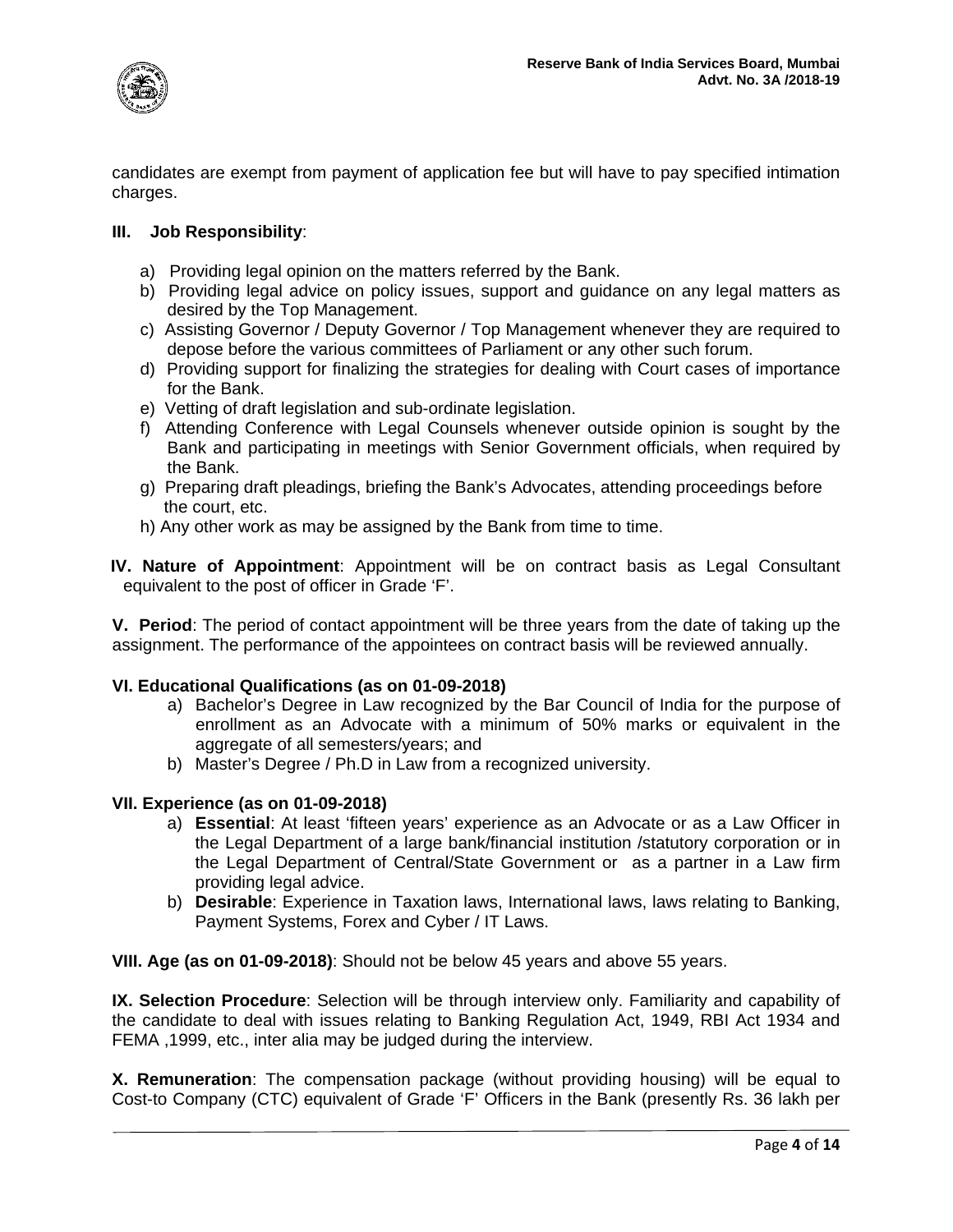candidates are exempt from payment of application fee but will have to pay specified intimation charges.

**III. Job Responsibility**:

a) Providing legal opinion on the matters referred by the Bank.
b) Providing legal advice on policy issues, support and guidance on any legal matters as desired by the Top Management.
c) Assisting Governor / Deputy Governor / Top Management whenever they are required to depose before the various committees of Parliament or any other such forum.
d) Providing support for finalizing the strategies for dealing with Court cases of importance for the Bank.
e) Vetting of draft legislation and sub-ordinate legislation.
f) Attending Conference with Legal Counsels whenever outside opinion is sought by the Bank and participating in meetings with Senior Government officials, when required by the Bank.
g) Preparing draft pleadings, briefing the Bank's Advocates, attending proceedings before the court, etc.
h) Any other work as may be assigned by the Bank from time to time.

**IV. Nature of Appointment**: Appointment will be on contract basis as Legal Consultant equivalent to the post of officer in Grade 'F'.

**V. Period**: The period of contact appointment will be three years from the date of taking up the assignment. The performance of the appointees on contract basis will be reviewed annually.

**VI. Educational Qualifications (as on 01-09-2018)**

a) Bachelor's Degree in Law recognized by the Bar Council of India for the purpose of enrollment as an Advocate with a minimum of 50% marks or equivalent in the aggregate of all semesters/years; and
b) Master's Degree / Ph.D in Law from a recognized university.

**VII. Experience (as on 01-09-2018)**

a) **Essential**: At least 'fifteen years' experience as an Advocate or as a Law Officer in the Legal Department of a large bank/financial institution /statutory corporation or in the Legal Department of Central/State Government or as a partner in a Law firm providing legal advice.
b) **Desirable**: Experience in Taxation laws, International laws, laws relating to Banking, Payment Systems, Forex and Cyber / IT Laws.

**VIII. Age (as on 01-09-2018)**: Should not be below 45 years and above 55 years.

**IX. Selection Procedure**: Selection will be through interview only. Familiarity and capability of the candidate to deal with issues relating to Banking Regulation Act, 1949, RBI Act 1934 and FEMA ,1999, etc., inter alia may be judged during the interview.

**X. Remuneration**: The compensation package (without providing housing) will be equal to Cost-to Company (CTC) equivalent of Grade 'F' Officers in the Bank (presently Rs. 36 lakh per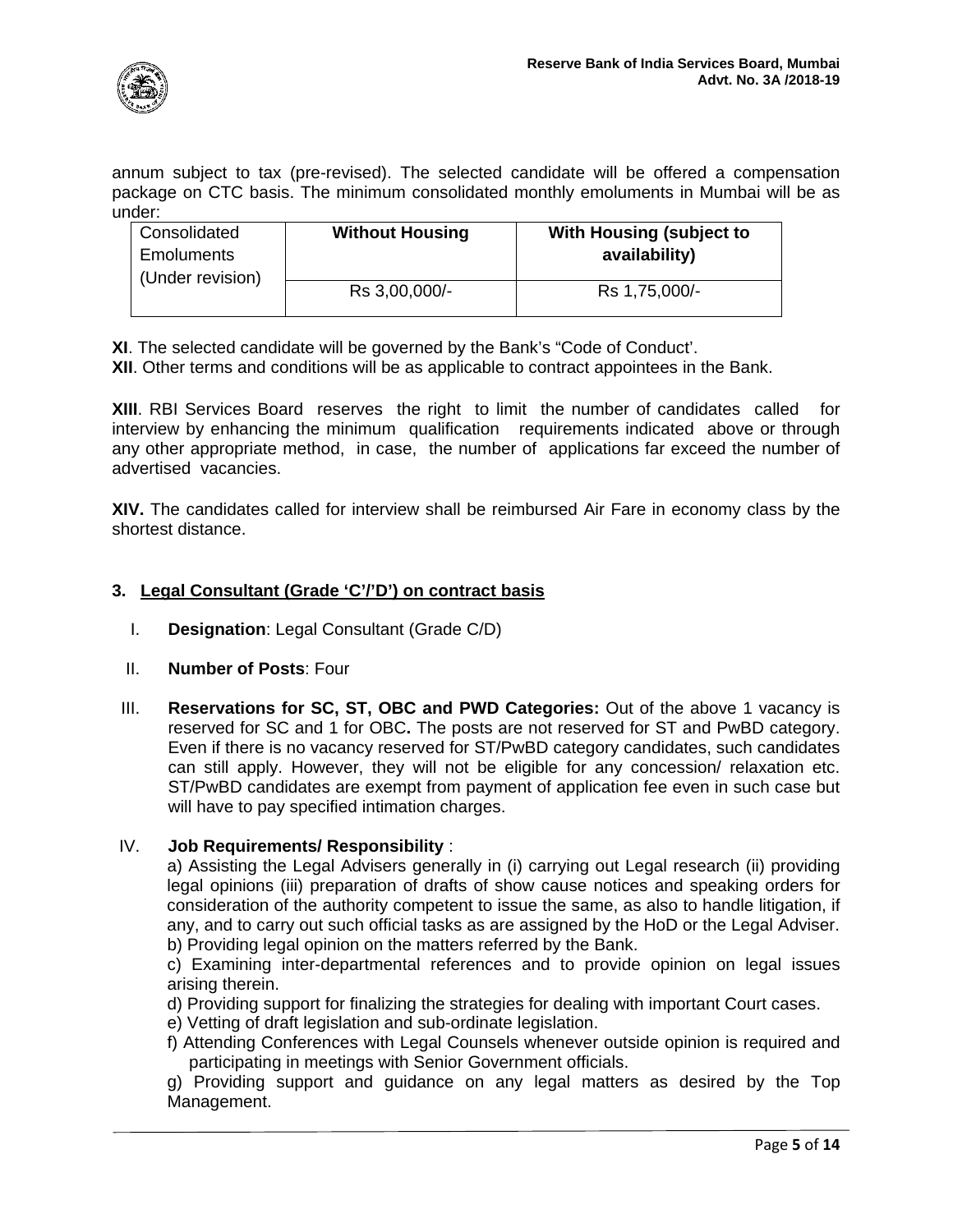annum subject to tax (pre-revised). The selected candidate will be offered a compensation package on CTC basis. The minimum consolidated monthly emoluments in Mumbai will be as under:

| Consolidated Emoluments (Under revision) | **Without Housing** | **With Housing (subject to availability)** |
|---|---|---|
| | Rs 3,00,000/- | Rs 1,75,000/- |

**XI**. The selected candidate will be governed by the Bank's "Code of Conduct'.

**XII**. Other terms and conditions will be as applicable to contract appointees in the Bank.

**XIII**. RBI Services Board reserves the right to limit the number of candidates called for interview by enhancing the minimum qualification requirements indicated above or through any other appropriate method, in case, the number of applications far exceed the number of advertised vacancies.

**XIV.** The candidates called for interview shall be reimbursed Air Fare in economy class by the shortest distance.

### 3. Legal Consultant (Grade 'C'/'D') on contract basis

I. **Designation**: Legal Consultant (Grade C/D)

II. **Number of Posts**: Four

III. **Reservations for SC, ST, OBC and PWD Categories:** Out of the above 1 vacancy is reserved for SC and 1 for OBC**.** The posts are not reserved for ST and PwBD category. Even if there is no vacancy reserved for ST/PwBD category candidates, such candidates can still apply. However, they will not be eligible for any concession/ relaxation etc. ST/PwBD candidates are exempt from payment of application fee even in such case but will have to pay specified intimation charges.

IV. **Job Requirements/ Responsibility** :

a) Assisting the Legal Advisers generally in (i) carrying out Legal research (ii) providing legal opinions (iii) preparation of drafts of show cause notices and speaking orders for consideration of the authority competent to issue the same, as also to handle litigation, if any, and to carry out such official tasks as are assigned by the HoD or the Legal Adviser.

b) Providing legal opinion on the matters referred by the Bank.

c) Examining inter-departmental references and to provide opinion on legal issues arising therein.

d) Providing support for finalizing the strategies for dealing with important Court cases.

e) Vetting of draft legislation and sub-ordinate legislation.

f) Attending Conferences with Legal Counsels whenever outside opinion is required and participating in meetings with Senior Government officials.

g) Providing support and guidance on any legal matters as desired by the Top Management.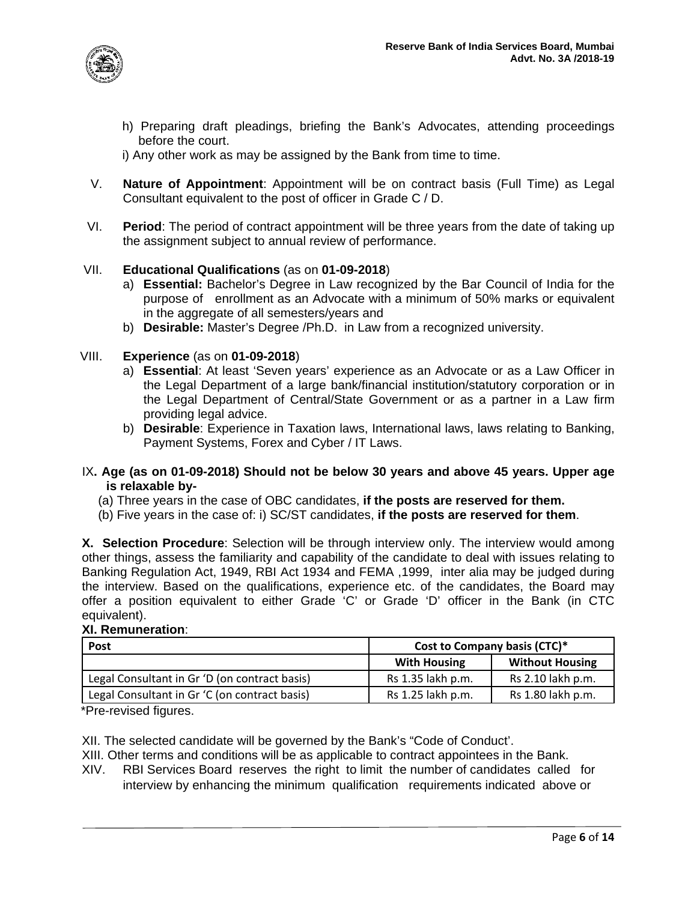h) Preparing draft pleadings, briefing the Bank's Advocates, attending proceedings before the court.

i) Any other work as may be assigned by the Bank from time to time.

V. **Nature of Appointment**: Appointment will be on contract basis (Full Time) as Legal Consultant equivalent to the post of officer in Grade C / D.

VI. **Period**: The period of contract appointment will be three years from the date of taking up the assignment subject to annual review of performance.

VII. **Educational Qualifications** (as on **01-09-2018**)

a) **Essential:** Bachelor's Degree in Law recognized by the Bar Council of India for the purpose of enrollment as an Advocate with a minimum of 50% marks or equivalent in the aggregate of all semesters/years and

b) **Desirable:** Master's Degree /Ph.D. in Law from a recognized university.

VIII. **Experience** (as on **01-09-2018**)

a) **Essential**: At least 'Seven years' experience as an Advocate or as a Law Officer in the Legal Department of a large bank/financial institution/statutory corporation or in the Legal Department of Central/State Government or as a partner in a Law firm providing legal advice.

b) **Desirable**: Experience in Taxation laws, International laws, laws relating to Banking, Payment Systems, Forex and Cyber / IT Laws.

IX**. Age (as on 01-09-2018) Should not be below 30 years and above 45 years. Upper age is relaxable by-**

(a) Three years in the case of OBC candidates, **if the posts are reserved for them.**

(b) Five years in the case of: i) SC/ST candidates, **if the posts are reserved for them**.

**X. Selection Procedure**: Selection will be through interview only. The interview would among other things, assess the familiarity and capability of the candidate to deal with issues relating to Banking Regulation Act, 1949, RBI Act 1934 and FEMA ,1999, inter alia may be judged during the interview. Based on the qualifications, experience etc. of the candidates, the Board may offer a position equivalent to either Grade 'C' or Grade 'D' officer in the Bank (in CTC equivalent).

**XI. Remuneration**:

| Post | Cost to Company basis (CTC)* | |
|---|---|---|
| | With Housing | Without Housing |
| Legal Consultant in Gr 'D (on contract basis) | Rs 1.35 lakh p.m. | Rs 2.10 lakh p.m. |
| Legal Consultant in Gr 'C (on contract basis) | Rs 1.25 lakh p.m. | Rs 1.80 lakh p.m. |

*Pre-revised figures.

XII. The selected candidate will be governed by the Bank's "Code of Conduct'.

XIII. Other terms and conditions will be as applicable to contract appointees in the Bank.

XIV. RBI Services Board reserves the right to limit the number of candidates called for interview by enhancing the minimum qualification requirements indicated above or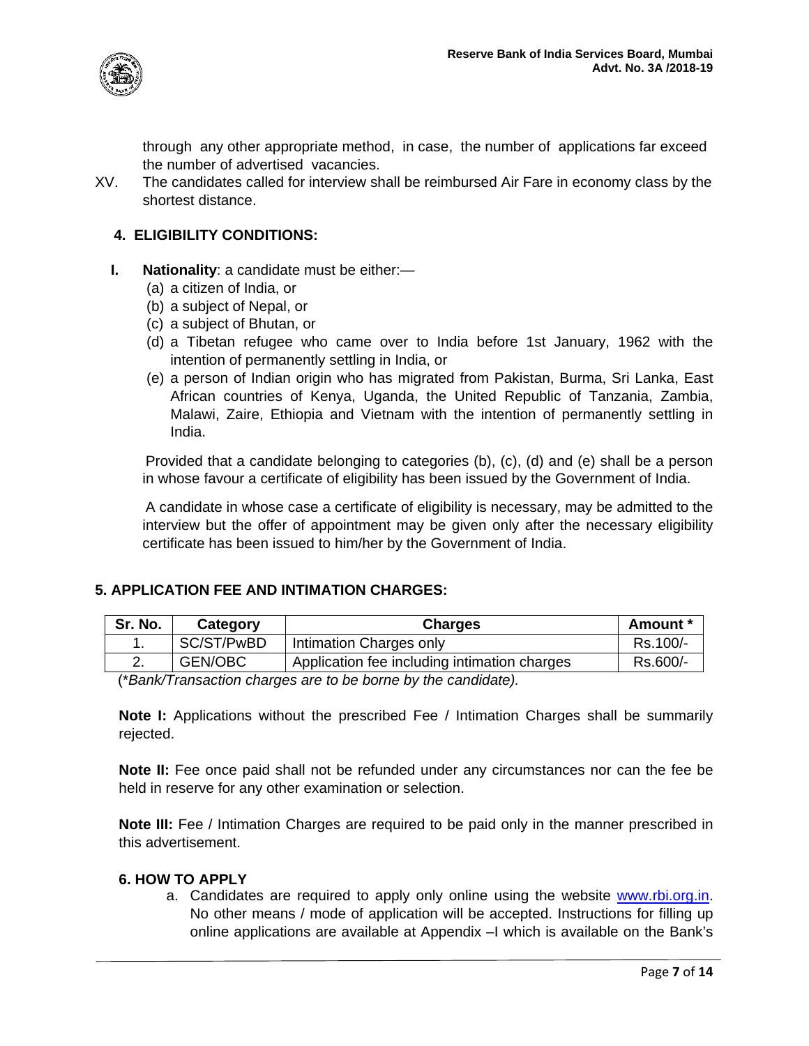through any other appropriate method, in case, the number of applications far exceed the number of advertised vacancies.

XV. The candidates called for interview shall be reimbursed Air Fare in economy class by the shortest distance.

## 4. ELIGIBILITY CONDITIONS:

**I. Nationality**: a candidate must be either:—

(a) a citizen of India, or
(b) a subject of Nepal, or
(c) a subject of Bhutan, or
(d) a Tibetan refugee who came over to India before 1st January, 1962 with the intention of permanently settling in India, or
(e) a person of Indian origin who has migrated from Pakistan, Burma, Sri Lanka, East African countries of Kenya, Uganda, the United Republic of Tanzania, Zambia, Malawi, Zaire, Ethiopia and Vietnam with the intention of permanently settling in India.

Provided that a candidate belonging to categories (b), (c), (d) and (e) shall be a person in whose favour a certificate of eligibility has been issued by the Government of India.

A candidate in whose case a certificate of eligibility is necessary, may be admitted to the interview but the offer of appointment may be given only after the necessary eligibility certificate has been issued to him/her by the Government of India.

## 5. APPLICATION FEE AND INTIMATION CHARGES:

| Sr. No. | Category | Charges | Amount * |
|---|---|---|---|
| 1. | SC/ST/PwBD | Intimation Charges only | Rs.100/- |
| 2. | GEN/OBC | Application fee including intimation charges | Rs.600/- |

(**Bank/Transaction charges are to be borne by the candidate).*

**Note I:** Applications without the prescribed Fee / Intimation Charges shall be summarily rejected.

**Note II:** Fee once paid shall not be refunded under any circumstances nor can the fee be held in reserve for any other examination or selection.

**Note III:** Fee / Intimation Charges are required to be paid only in the manner prescribed in this advertisement.

## 6. HOW TO APPLY

a. Candidates are required to apply only online using the website www.rbi.org.in. No other means / mode of application will be accepted. Instructions for filling up online applications are available at Appendix –I which is available on the Bank's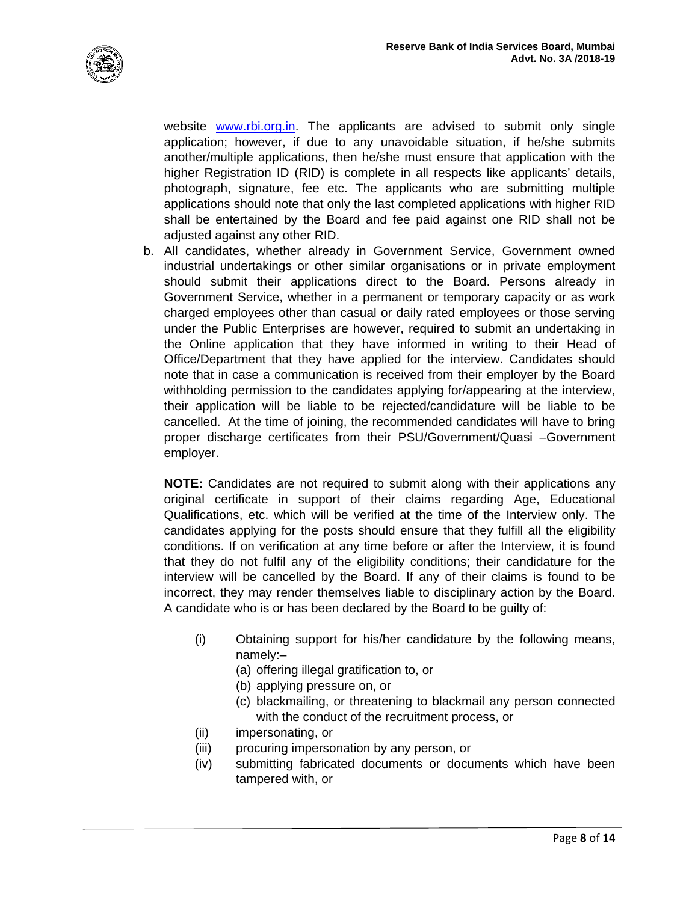website www.rbi.org.in. The applicants are advised to submit only single application; however, if due to any unavoidable situation, if he/she submits another/multiple applications, then he/she must ensure that application with the higher Registration ID (RID) is complete in all respects like applicants' details, photograph, signature, fee etc. The applicants who are submitting multiple applications should note that only the last completed applications with higher RID shall be entertained by the Board and fee paid against one RID shall not be adjusted against any other RID.

b. All candidates, whether already in Government Service, Government owned industrial undertakings or other similar organisations or in private employment should submit their applications direct to the Board. Persons already in Government Service, whether in a permanent or temporary capacity or as work charged employees other than casual or daily rated employees or those serving under the Public Enterprises are however, required to submit an undertaking in the Online application that they have informed in writing to their Head of Office/Department that they have applied for the interview. Candidates should note that in case a communication is received from their employer by the Board withholding permission to the candidates applying for/appearing at the interview, their application will be liable to be rejected/candidature will be liable to be cancelled. At the time of joining, the recommended candidates will have to bring proper discharge certificates from their PSU/Government/Quasi –Government employer.

   **NOTE:** Candidates are not required to submit along with their applications any original certificate in support of their claims regarding Age, Educational Qualifications, etc. which will be verified at the time of the Interview only. The candidates applying for the posts should ensure that they fulfill all the eligibility conditions. If on verification at any time before or after the Interview, it is found that they do not fulfil any of the eligibility conditions; their candidature for the interview will be cancelled by the Board. If any of their claims is found to be incorrect, they may render themselves liable to disciplinary action by the Board. A candidate who is or has been declared by the Board to be guilty of:

   (i) Obtaining support for his/her candidature by the following means, namely:–
      (a) offering illegal gratification to, or
      (b) applying pressure on, or
      (c) blackmailing, or threatening to blackmail any person connected with the conduct of the recruitment process, or

   (ii) impersonating, or

   (iii) procuring impersonation by any person, or

   (iv) submitting fabricated documents or documents which have been tampered with, or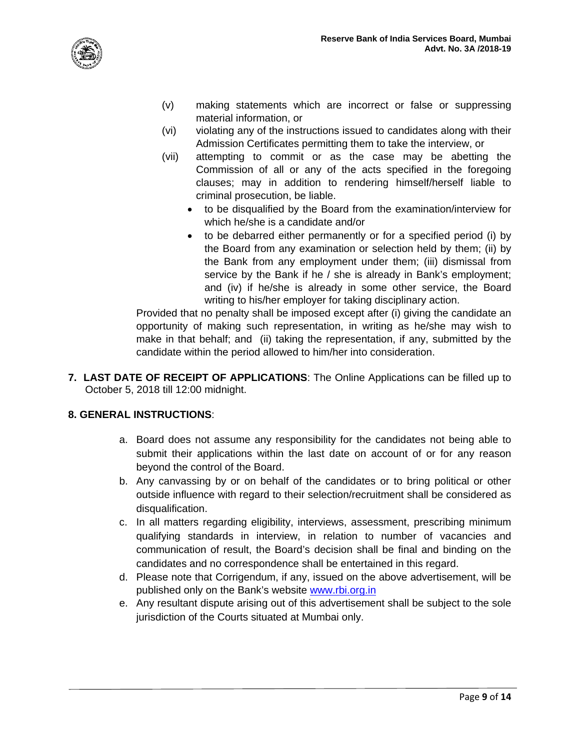(v) making statements which are incorrect or false or suppressing material information, or

(vi) violating any of the instructions issued to candidates along with their Admission Certificates permitting them to take the interview, or

(vii) attempting to commit or as the case may be abetting the Commission of all or any of the acts specified in the foregoing clauses; may in addition to rendering himself/herself liable to criminal prosecution, be liable.

- to be disqualified by the Board from the examination/interview for which he/she is a candidate and/or
- to be debarred either permanently or for a specified period (i) by the Board from any examination or selection held by them; (ii) by the Bank from any employment under them; (iii) dismissal from service by the Bank if he / she is already in Bank's employment; and (iv) if he/she is already in some other service, the Board writing to his/her employer for taking disciplinary action.

Provided that no penalty shall be imposed except after (i) giving the candidate an opportunity of making such representation, in writing as he/she may wish to make in that behalf; and (ii) taking the representation, if any, submitted by the candidate within the period allowed to him/her into consideration.

**7. LAST DATE OF RECEIPT OF APPLICATIONS**: The Online Applications can be filled up to October 5, 2018 till 12:00 midnight.

**8. GENERAL INSTRUCTIONS**:

a. Board does not assume any responsibility for the candidates not being able to submit their applications within the last date on account of or for any reason beyond the control of the Board.

b. Any canvassing by or on behalf of the candidates or to bring political or other outside influence with regard to their selection/recruitment shall be considered as disqualification.

c. In all matters regarding eligibility, interviews, assessment, prescribing minimum qualifying standards in interview, in relation to number of vacancies and communication of result, the Board's decision shall be final and binding on the candidates and no correspondence shall be entertained in this regard.

d. Please note that Corrigendum, if any, issued on the above advertisement, will be published only on the Bank's website www.rbi.org.in

e. Any resultant dispute arising out of this advertisement shall be subject to the sole jurisdiction of the Courts situated at Mumbai only.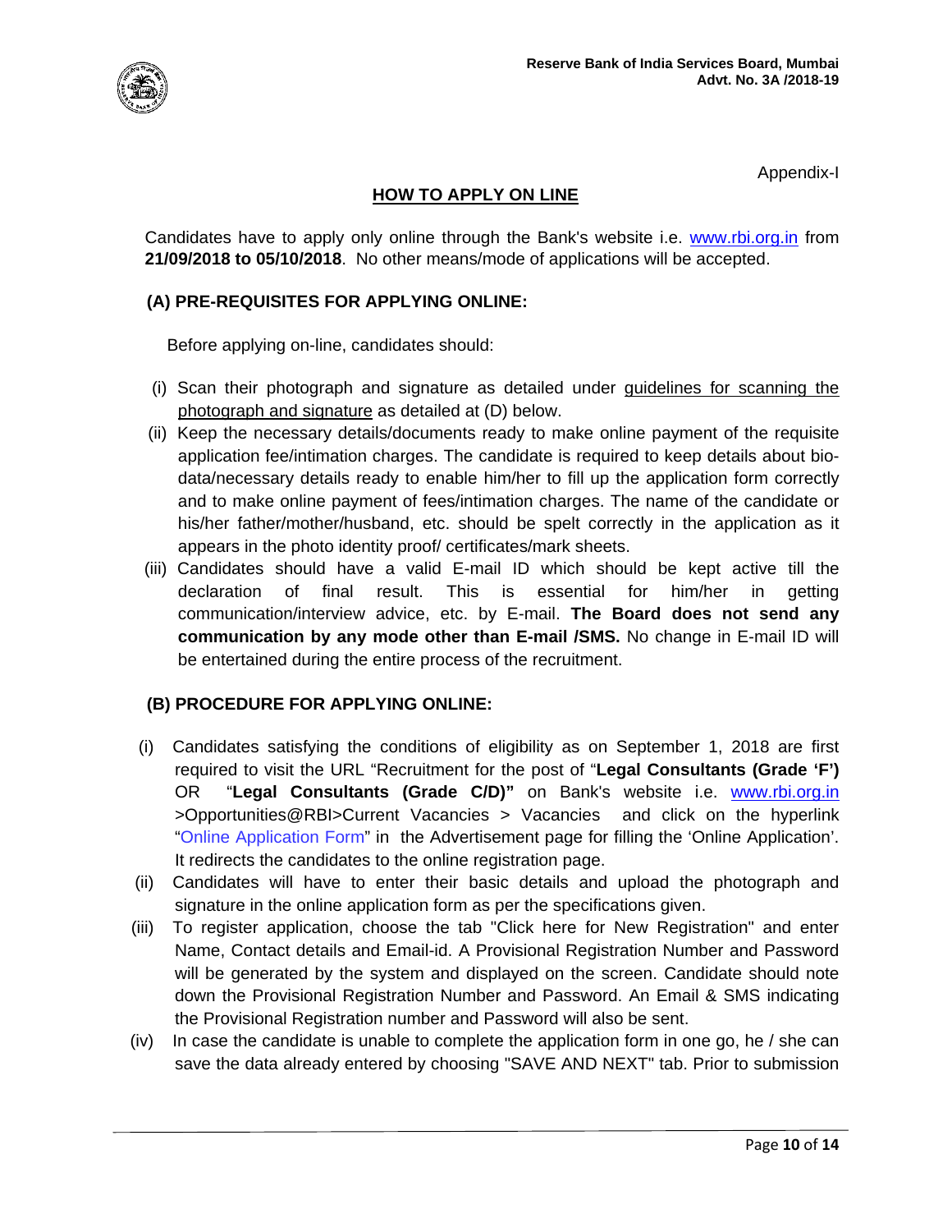Appendix-I

## HOW TO APPLY ON LINE

Candidates have to apply only online through the Bank's website i.e. www.rbi.org.in from **21/09/2018 to 05/10/2018**. No other means/mode of applications will be accepted.

### (A) PRE-REQUISITES FOR APPLYING ONLINE:

Before applying on-line, candidates should:

(i) Scan their photograph and signature as detailed under guidelines for scanning the photograph and signature as detailed at (D) below.

(ii) Keep the necessary details/documents ready to make online payment of the requisite application fee/intimation charges. The candidate is required to keep details about bio-data/necessary details ready to enable him/her to fill up the application form correctly and to make online payment of fees/intimation charges. The name of the candidate or his/her father/mother/husband, etc. should be spelt correctly in the application as it appears in the photo identity proof/ certificates/mark sheets.

(iii) Candidates should have a valid E-mail ID which should be kept active till the declaration of final result. This is essential for him/her in getting communication/interview advice, etc. by E-mail. **The Board does not send any communication by any mode other than E-mail /SMS.** No change in E-mail ID will be entertained during the entire process of the recruitment.

### (B) PROCEDURE FOR APPLYING ONLINE:

(i) Candidates satisfying the conditions of eligibility as on September 1, 2018 are first required to visit the URL "Recruitment for the post of "**Legal Consultants (Grade 'F')** OR "**Legal Consultants (Grade C/D)"** on Bank's website i.e. www.rbi.org.in >Opportunities@RBI>Current Vacancies > Vacancies and click on the hyperlink "Online Application Form" in the Advertisement page for filling the 'Online Application'. It redirects the candidates to the online registration page.

(ii) Candidates will have to enter their basic details and upload the photograph and signature in the online application form as per the specifications given.

(iii) To register application, choose the tab "Click here for New Registration" and enter Name, Contact details and Email-id. A Provisional Registration Number and Password will be generated by the system and displayed on the screen. Candidate should note down the Provisional Registration Number and Password. An Email & SMS indicating the Provisional Registration number and Password will also be sent.

(iv) In case the candidate is unable to complete the application form in one go, he / she can save the data already entered by choosing "SAVE AND NEXT" tab. Prior to submission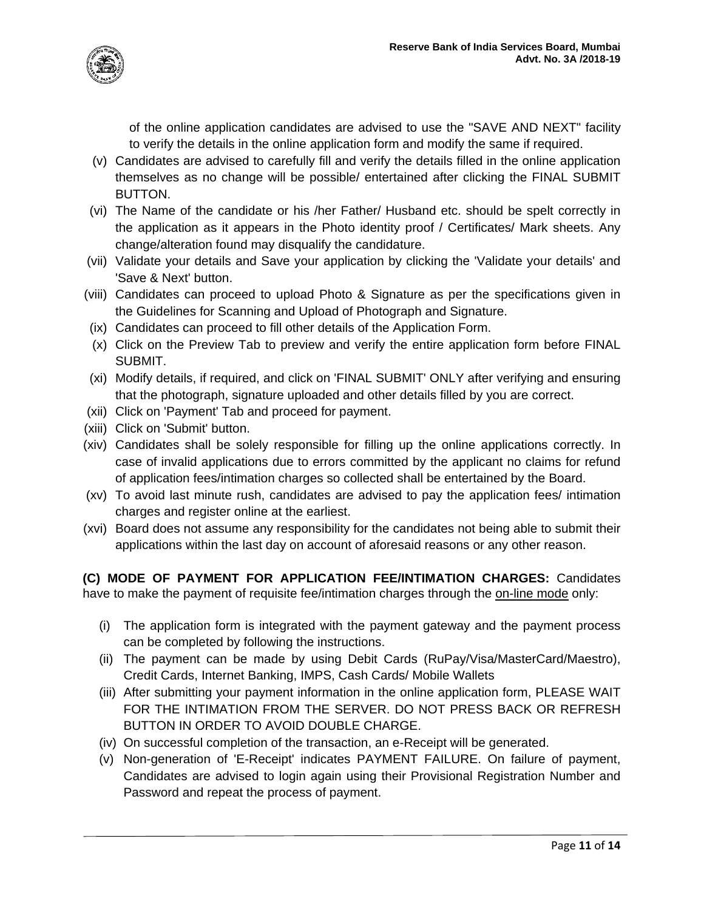of the online application candidates are advised to use the "SAVE AND NEXT" facility to verify the details in the online application form and modify the same if required.

(v) Candidates are advised to carefully fill and verify the details filled in the online application themselves as no change will be possible/ entertained after clicking the FINAL SUBMIT BUTTON.

(vi) The Name of the candidate or his /her Father/ Husband etc. should be spelt correctly in the application as it appears in the Photo identity proof / Certificates/ Mark sheets. Any change/alteration found may disqualify the candidature.

(vii) Validate your details and Save your application by clicking the 'Validate your details' and 'Save & Next' button.

(viii) Candidates can proceed to upload Photo & Signature as per the specifications given in the Guidelines for Scanning and Upload of Photograph and Signature.

(ix) Candidates can proceed to fill other details of the Application Form.

(x) Click on the Preview Tab to preview and verify the entire application form before FINAL SUBMIT.

(xi) Modify details, if required, and click on 'FINAL SUBMIT' ONLY after verifying and ensuring that the photograph, signature uploaded and other details filled by you are correct.

(xii) Click on 'Payment' Tab and proceed for payment.

(xiii) Click on 'Submit' button.

(xiv) Candidates shall be solely responsible for filling up the online applications correctly. In case of invalid applications due to errors committed by the applicant no claims for refund of application fees/intimation charges so collected shall be entertained by the Board.

(xv) To avoid last minute rush, candidates are advised to pay the application fees/ intimation charges and register online at the earliest.

(xvi) Board does not assume any responsibility for the candidates not being able to submit their applications within the last day on account of aforesaid reasons or any other reason.

**(C) MODE OF PAYMENT FOR APPLICATION FEE/INTIMATION CHARGES:** Candidates have to make the payment of requisite fee/intimation charges through the on-line mode only:

(i) The application form is integrated with the payment gateway and the payment process can be completed by following the instructions.

(ii) The payment can be made by using Debit Cards (RuPay/Visa/MasterCard/Maestro), Credit Cards, Internet Banking, IMPS, Cash Cards/ Mobile Wallets

(iii) After submitting your payment information in the online application form, PLEASE WAIT FOR THE INTIMATION FROM THE SERVER. DO NOT PRESS BACK OR REFRESH BUTTON IN ORDER TO AVOID DOUBLE CHARGE.

(iv) On successful completion of the transaction, an e-Receipt will be generated.

(v) Non-generation of 'E-Receipt' indicates PAYMENT FAILURE. On failure of payment, Candidates are advised to login again using their Provisional Registration Number and Password and repeat the process of payment.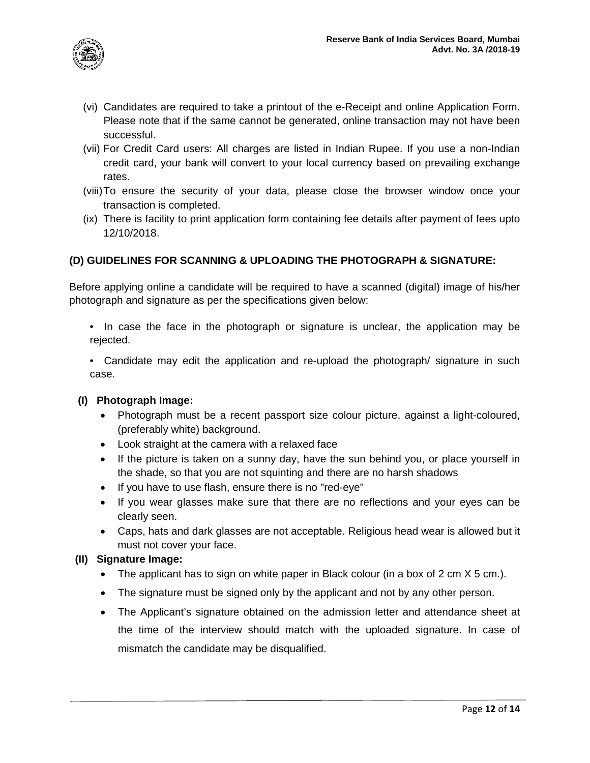(vi) Candidates are required to take a printout of the e-Receipt and online Application Form. Please note that if the same cannot be generated, online transaction may not have been successful.

(vii) For Credit Card users: All charges are listed in Indian Rupee. If you use a non-Indian credit card, your bank will convert to your local currency based on prevailing exchange rates.

(viii) To ensure the security of your data, please close the browser window once your transaction is completed.

(ix) There is facility to print application form containing fee details after payment of fees upto 12/10/2018.

## (D) GUIDELINES FOR SCANNING & UPLOADING THE PHOTOGRAPH & SIGNATURE:

Before applying online a candidate will be required to have a scanned (digital) image of his/her photograph and signature as per the specifications given below:

- In case the face in the photograph or signature is unclear, the application may be rejected.
- Candidate may edit the application and re-upload the photograph/ signature in such case.

### (I) Photograph Image:

- Photograph must be a recent passport size colour picture, against a light-coloured, (preferably white) background.
- Look straight at the camera with a relaxed face
- If the picture is taken on a sunny day, have the sun behind you, or place yourself in the shade, so that you are not squinting and there are no harsh shadows
- If you have to use flash, ensure there is no "red-eye"
- If you wear glasses make sure that there are no reflections and your eyes can be clearly seen.
- Caps, hats and dark glasses are not acceptable. Religious head wear is allowed but it must not cover your face.

### (II) Signature Image:

- The applicant has to sign on white paper in Black colour (in a box of 2 cm X 5 cm.).
- The signature must be signed only by the applicant and not by any other person.
- The Applicant's signature obtained on the admission letter and attendance sheet at the time of the interview should match with the uploaded signature. In case of mismatch the candidate may be disqualified.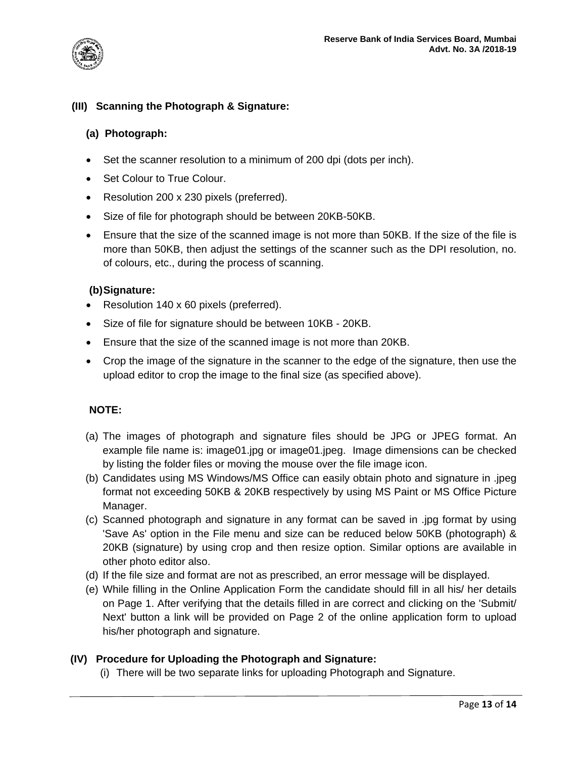### (III) Scanning the Photograph & Signature:

#### (a) Photograph:

- Set the scanner resolution to a minimum of 200 dpi (dots per inch).
- Set Colour to True Colour.
- Resolution 200 x 230 pixels (preferred).
- Size of file for photograph should be between 20KB-50KB.
- Ensure that the size of the scanned image is not more than 50KB. If the size of the file is more than 50KB, then adjust the settings of the scanner such as the DPI resolution, no. of colours, etc., during the process of scanning.

#### (b) Signature:

- Resolution 140 x 60 pixels (preferred).
- Size of file for signature should be between 10KB - 20KB.
- Ensure that the size of the scanned image is not more than 20KB.
- Crop the image of the signature in the scanner to the edge of the signature, then use the upload editor to crop the image to the final size (as specified above).

**NOTE:**

(a) The images of photograph and signature files should be JPG or JPEG format. An example file name is: image01.jpg or image01.jpeg. Image dimensions can be checked by listing the folder files or moving the mouse over the file image icon.

(b) Candidates using MS Windows/MS Office can easily obtain photo and signature in .jpeg format not exceeding 50KB & 20KB respectively by using MS Paint or MS Office Picture Manager.

(c) Scanned photograph and signature in any format can be saved in .jpg format by using 'Save As' option in the File menu and size can be reduced below 50KB (photograph) & 20KB (signature) by using crop and then resize option. Similar options are available in other photo editor also.

(d) If the file size and format are not as prescribed, an error message will be displayed.

(e) While filling in the Online Application Form the candidate should fill in all his/ her details on Page 1. After verifying that the details filled in are correct and clicking on the 'Submit/ Next' button a link will be provided on Page 2 of the online application form to upload his/her photograph and signature.

### (IV) Procedure for Uploading the Photograph and Signature:

(i) There will be two separate links for uploading Photograph and Signature.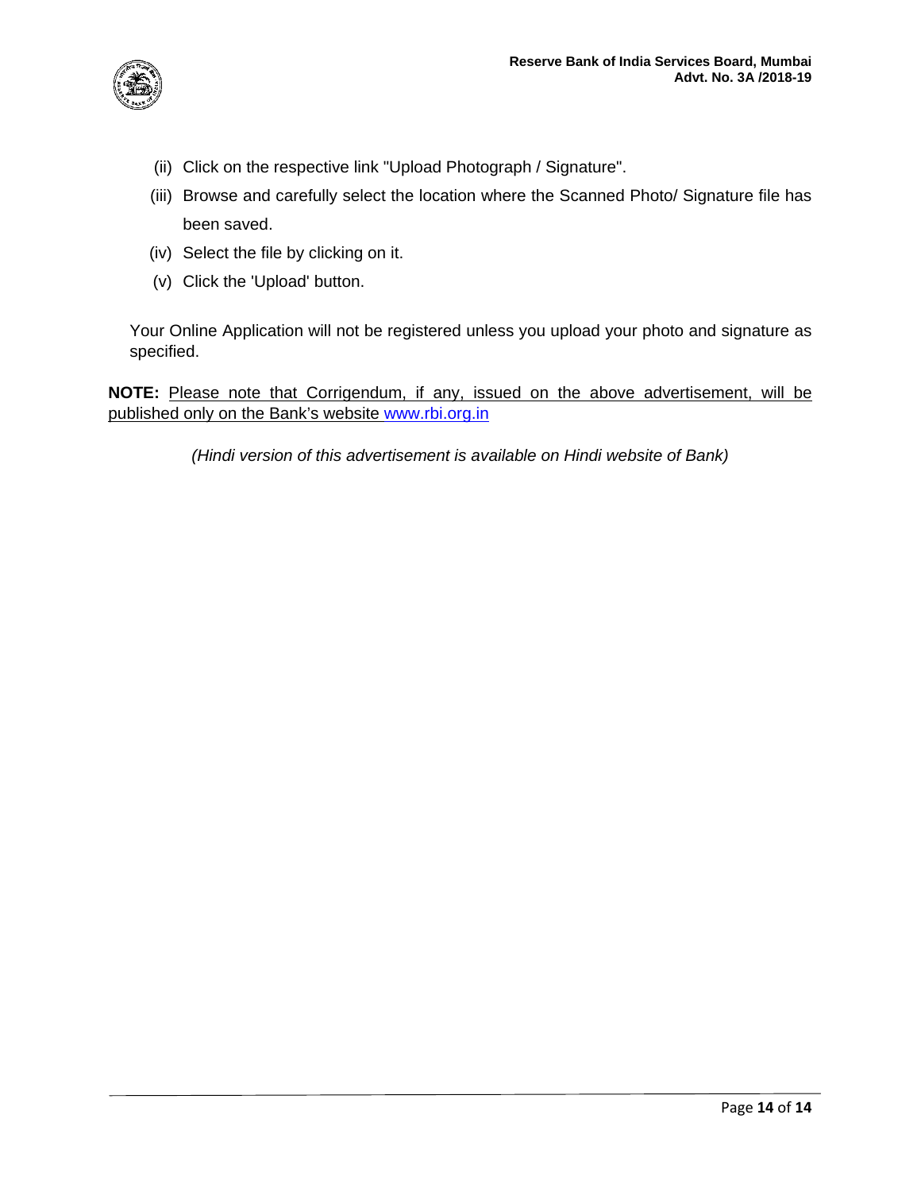(ii) Click on the respective link "Upload Photograph / Signature".

(iii) Browse and carefully select the location where the Scanned Photo/ Signature file has been saved.

(iv) Select the file by clicking on it.

(v) Click the 'Upload' button.

Your Online Application will not be registered unless you upload your photo and signature as specified.

**NOTE:** Please note that Corrigendum, if any, issued on the above advertisement, will be published only on the Bank's website www.rbi.org.in

*(Hindi version of this advertisement is available on Hindi website of Bank)*